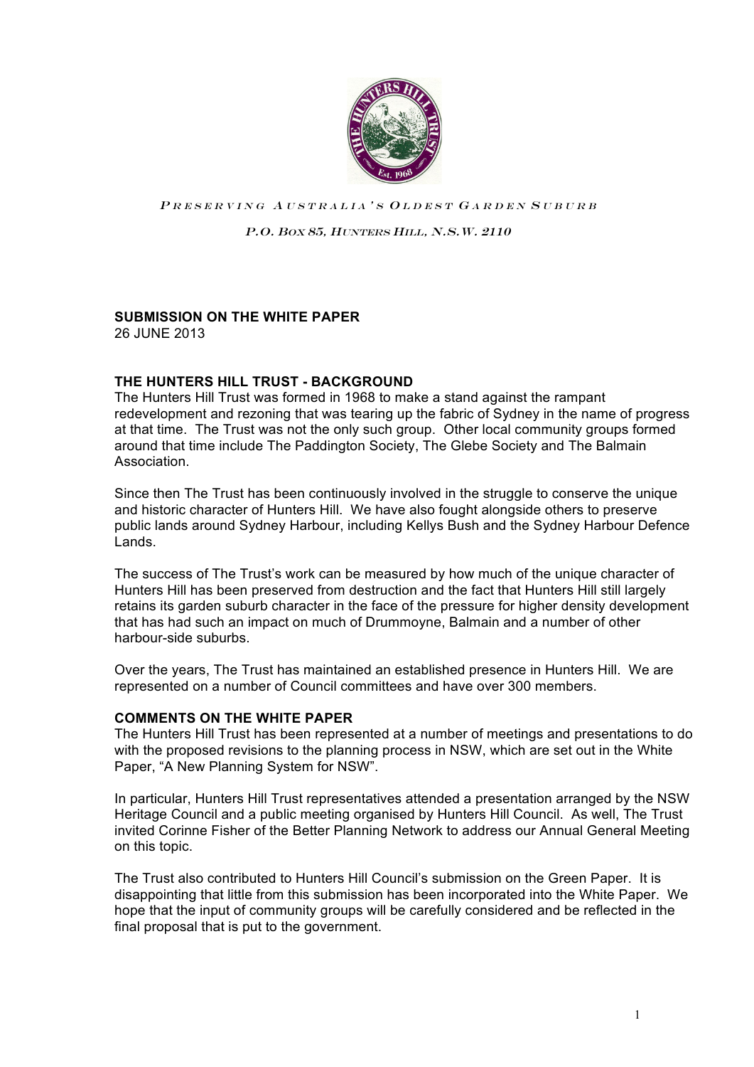*Preserving Australia's Oldest Garden Suburb*

*P.O. Box 85, Hunters Hill, N.S.W. 2110*

**SUBMISSION ON THE WHITE PAPER**
26 JUNE 2013

**THE HUNTERS HILL TRUST - BACKGROUND**

The Hunters Hill Trust was formed in 1968 to make a stand against the rampant redevelopment and rezoning that was tearing up the fabric of Sydney in the name of progress at that time. The Trust was not the only such group. Other local community groups formed around that time include The Paddington Society, The Glebe Society and The Balmain Association.

Since then The Trust has been continuously involved in the struggle to conserve the unique and historic character of Hunters Hill. We have also fought alongside others to preserve public lands around Sydney Harbour, including Kellys Bush and the Sydney Harbour Defence Lands.

The success of The Trust's work can be measured by how much of the unique character of Hunters Hill has been preserved from destruction and the fact that Hunters Hill still largely retains its garden suburb character in the face of the pressure for higher density development that has had such an impact on much of Drummoyne, Balmain and a number of other harbour-side suburbs.

Over the years, The Trust has maintained an established presence in Hunters Hill. We are represented on a number of Council committees and have over 300 members.

**COMMENTS ON THE WHITE PAPER**

The Hunters Hill Trust has been represented at a number of meetings and presentations to do with the proposed revisions to the planning process in NSW, which are set out in the White Paper, "A New Planning System for NSW".

In particular, Hunters Hill Trust representatives attended a presentation arranged by the NSW Heritage Council and a public meeting organised by Hunters Hill Council. As well, The Trust invited Corinne Fisher of the Better Planning Network to address our Annual General Meeting on this topic.

The Trust also contributed to Hunters Hill Council's submission on the Green Paper. It is disappointing that little from this submission has been incorporated into the White Paper. We hope that the input of community groups will be carefully considered and be reflected in the final proposal that is put to the government.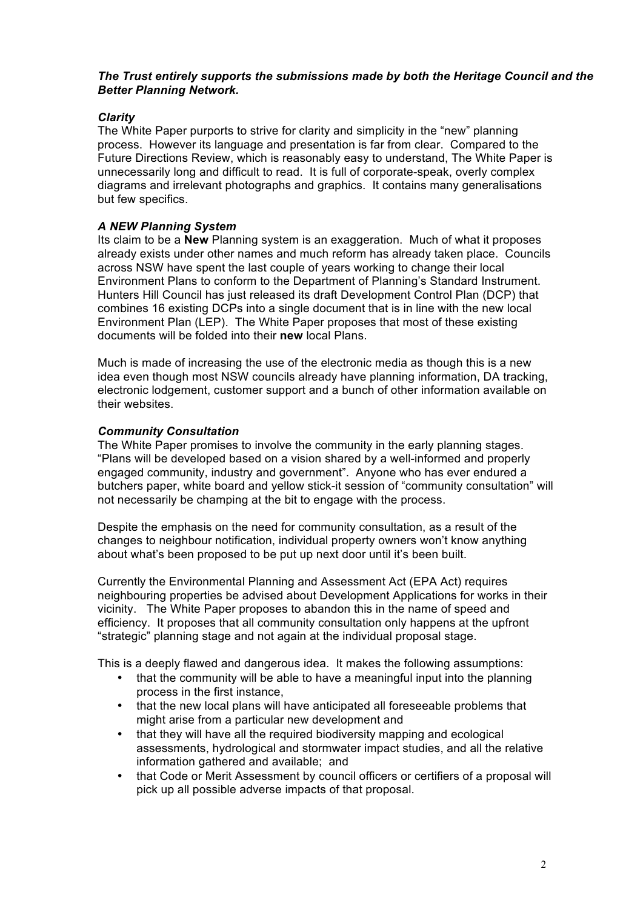***The Trust entirely supports the submissions made by both the Heritage Council and the Better Planning Network.***

***Clarity***

The White Paper purports to strive for clarity and simplicity in the "new" planning process. However its language and presentation is far from clear. Compared to the Future Directions Review, which is reasonably easy to understand, The White Paper is unnecessarily long and difficult to read. It is full of corporate-speak, overly complex diagrams and irrelevant photographs and graphics. It contains many generalisations but few specifics.

***A NEW Planning System***

Its claim to be a **New** Planning system is an exaggeration. Much of what it proposes already exists under other names and much reform has already taken place. Councils across NSW have spent the last couple of years working to change their local Environment Plans to conform to the Department of Planning's Standard Instrument. Hunters Hill Council has just released its draft Development Control Plan (DCP) that combines 16 existing DCPs into a single document that is in line with the new local Environment Plan (LEP). The White Paper proposes that most of these existing documents will be folded into their **new** local Plans.

Much is made of increasing the use of the electronic media as though this is a new idea even though most NSW councils already have planning information, DA tracking, electronic lodgement, customer support and a bunch of other information available on their websites.

***Community Consultation***

The White Paper promises to involve the community in the early planning stages. "Plans will be developed based on a vision shared by a well-informed and properly engaged community, industry and government". Anyone who has ever endured a butchers paper, white board and yellow stick-it session of "community consultation" will not necessarily be champing at the bit to engage with the process.

Despite the emphasis on the need for community consultation, as a result of the changes to neighbour notification, individual property owners won't know anything about what's been proposed to be put up next door until it's been built.

Currently the Environmental Planning and Assessment Act (EPA Act) requires neighbouring properties be advised about Development Applications for works in their vicinity. The White Paper proposes to abandon this in the name of speed and efficiency. It proposes that all community consultation only happens at the upfront "strategic" planning stage and not again at the individual proposal stage.

This is a deeply flawed and dangerous idea. It makes the following assumptions:

- that the community will be able to have a meaningful input into the planning process in the first instance,
- that the new local plans will have anticipated all foreseeable problems that might arise from a particular new development and
- that they will have all the required biodiversity mapping and ecological assessments, hydrological and stormwater impact studies, and all the relative information gathered and available; and
- that Code or Merit Assessment by council officers or certifiers of a proposal will pick up all possible adverse impacts of that proposal.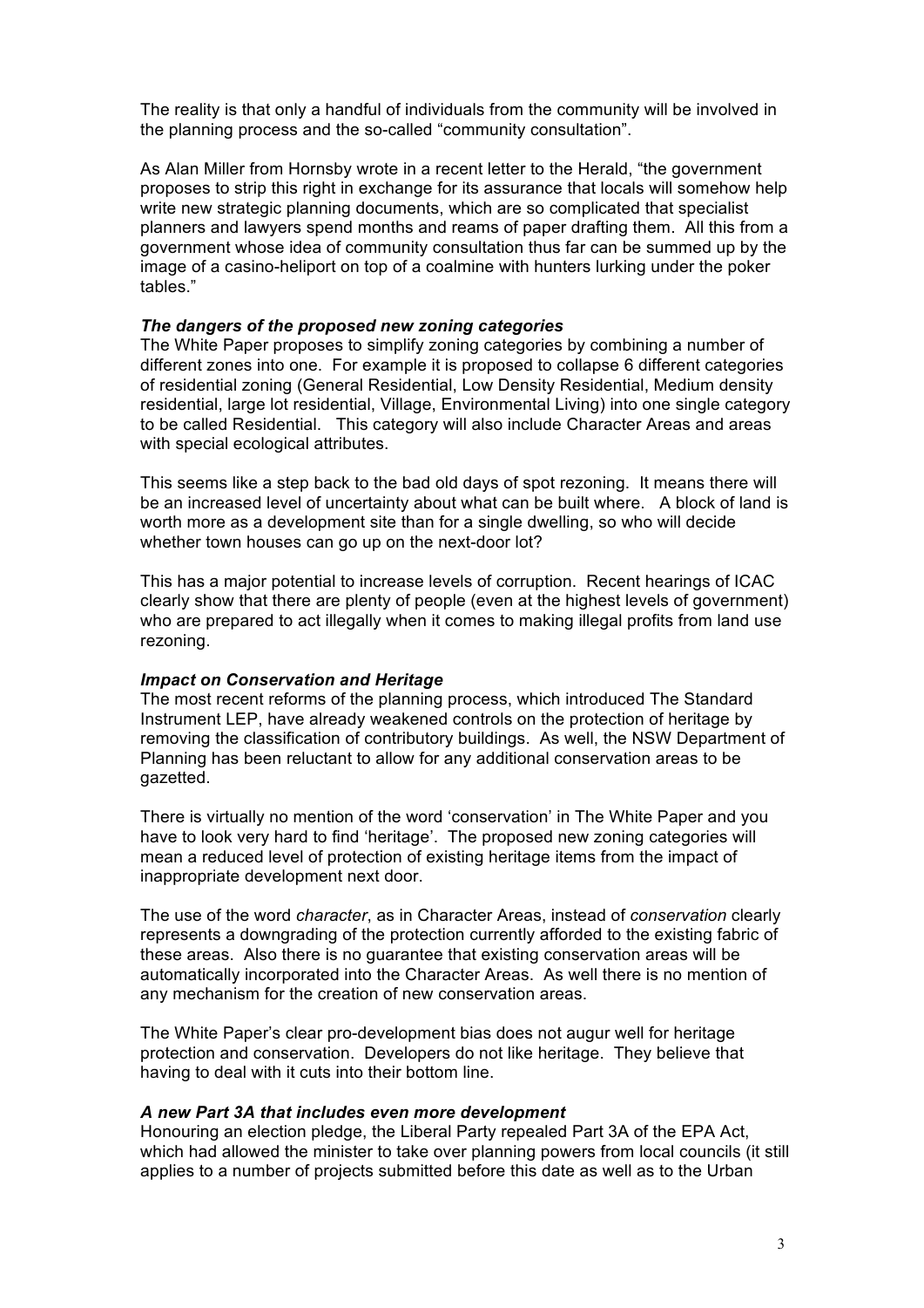The reality is that only a handful of individuals from the community will be involved in the planning process and the so-called "community consultation".

As Alan Miller from Hornsby wrote in a recent letter to the Herald, "the government proposes to strip this right in exchange for its assurance that locals will somehow help write new strategic planning documents, which are so complicated that specialist planners and lawyers spend months and reams of paper drafting them. All this from a government whose idea of community consultation thus far can be summed up by the image of a casino-heliport on top of a coalmine with hunters lurking under the poker tables."

***The dangers of the proposed new zoning categories***

The White Paper proposes to simplify zoning categories by combining a number of different zones into one. For example it is proposed to collapse 6 different categories of residential zoning (General Residential, Low Density Residential, Medium density residential, large lot residential, Village, Environmental Living) into one single category to be called Residential. This category will also include Character Areas and areas with special ecological attributes.

This seems like a step back to the bad old days of spot rezoning. It means there will be an increased level of uncertainty about what can be built where. A block of land is worth more as a development site than for a single dwelling, so who will decide whether town houses can go up on the next-door lot?

This has a major potential to increase levels of corruption. Recent hearings of ICAC clearly show that there are plenty of people (even at the highest levels of government) who are prepared to act illegally when it comes to making illegal profits from land use rezoning.

***Impact on Conservation and Heritage***

The most recent reforms of the planning process, which introduced The Standard Instrument LEP, have already weakened controls on the protection of heritage by removing the classification of contributory buildings. As well, the NSW Department of Planning has been reluctant to allow for any additional conservation areas to be gazetted.

There is virtually no mention of the word 'conservation' in The White Paper and you have to look very hard to find 'heritage'. The proposed new zoning categories will mean a reduced level of protection of existing heritage items from the impact of inappropriate development next door.

The use of the word *character*, as in Character Areas, instead of *conservation* clearly represents a downgrading of the protection currently afforded to the existing fabric of these areas. Also there is no guarantee that existing conservation areas will be automatically incorporated into the Character Areas. As well there is no mention of any mechanism for the creation of new conservation areas.

The White Paper's clear pro-development bias does not augur well for heritage protection and conservation. Developers do not like heritage. They believe that having to deal with it cuts into their bottom line.

***A new Part 3A that includes even more development***

Honouring an election pledge, the Liberal Party repealed Part 3A of the EPA Act, which had allowed the minister to take over planning powers from local councils (it still applies to a number of projects submitted before this date as well as to the Urban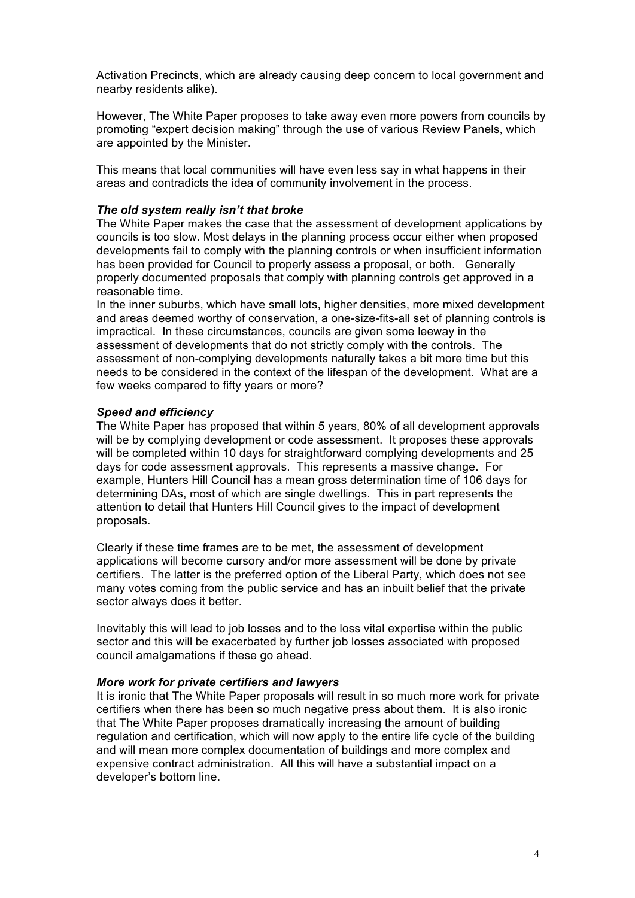Activation Precincts, which are already causing deep concern to local government and nearby residents alike).

However, The White Paper proposes to take away even more powers from councils by promoting "expert decision making" through the use of various Review Panels, which are appointed by the Minister.

This means that local communities will have even less say in what happens in their areas and contradicts the idea of community involvement in the process.

***The old system really isn't that broke***

The White Paper makes the case that the assessment of development applications by councils is too slow. Most delays in the planning process occur either when proposed developments fail to comply with the planning controls or when insufficient information has been provided for Council to properly assess a proposal, or both. Generally properly documented proposals that comply with planning controls get approved in a reasonable time.

In the inner suburbs, which have small lots, higher densities, more mixed development and areas deemed worthy of conservation, a one-size-fits-all set of planning controls is impractical. In these circumstances, councils are given some leeway in the assessment of developments that do not strictly comply with the controls. The assessment of non-complying developments naturally takes a bit more time but this needs to be considered in the context of the lifespan of the development. What are a few weeks compared to fifty years or more?

***Speed and efficiency***

The White Paper has proposed that within 5 years, 80% of all development approvals will be by complying development or code assessment. It proposes these approvals will be completed within 10 days for straightforward complying developments and 25 days for code assessment approvals. This represents a massive change. For example, Hunters Hill Council has a mean gross determination time of 106 days for determining DAs, most of which are single dwellings. This in part represents the attention to detail that Hunters Hill Council gives to the impact of development proposals.

Clearly if these time frames are to be met, the assessment of development applications will become cursory and/or more assessment will be done by private certifiers. The latter is the preferred option of the Liberal Party, which does not see many votes coming from the public service and has an inbuilt belief that the private sector always does it better.

Inevitably this will lead to job losses and to the loss vital expertise within the public sector and this will be exacerbated by further job losses associated with proposed council amalgamations if these go ahead.

***More work for private certifiers and lawyers***

It is ironic that The White Paper proposals will result in so much more work for private certifiers when there has been so much negative press about them. It is also ironic that The White Paper proposes dramatically increasing the amount of building regulation and certification, which will now apply to the entire life cycle of the building and will mean more complex documentation of buildings and more complex and expensive contract administration. All this will have a substantial impact on a developer's bottom line.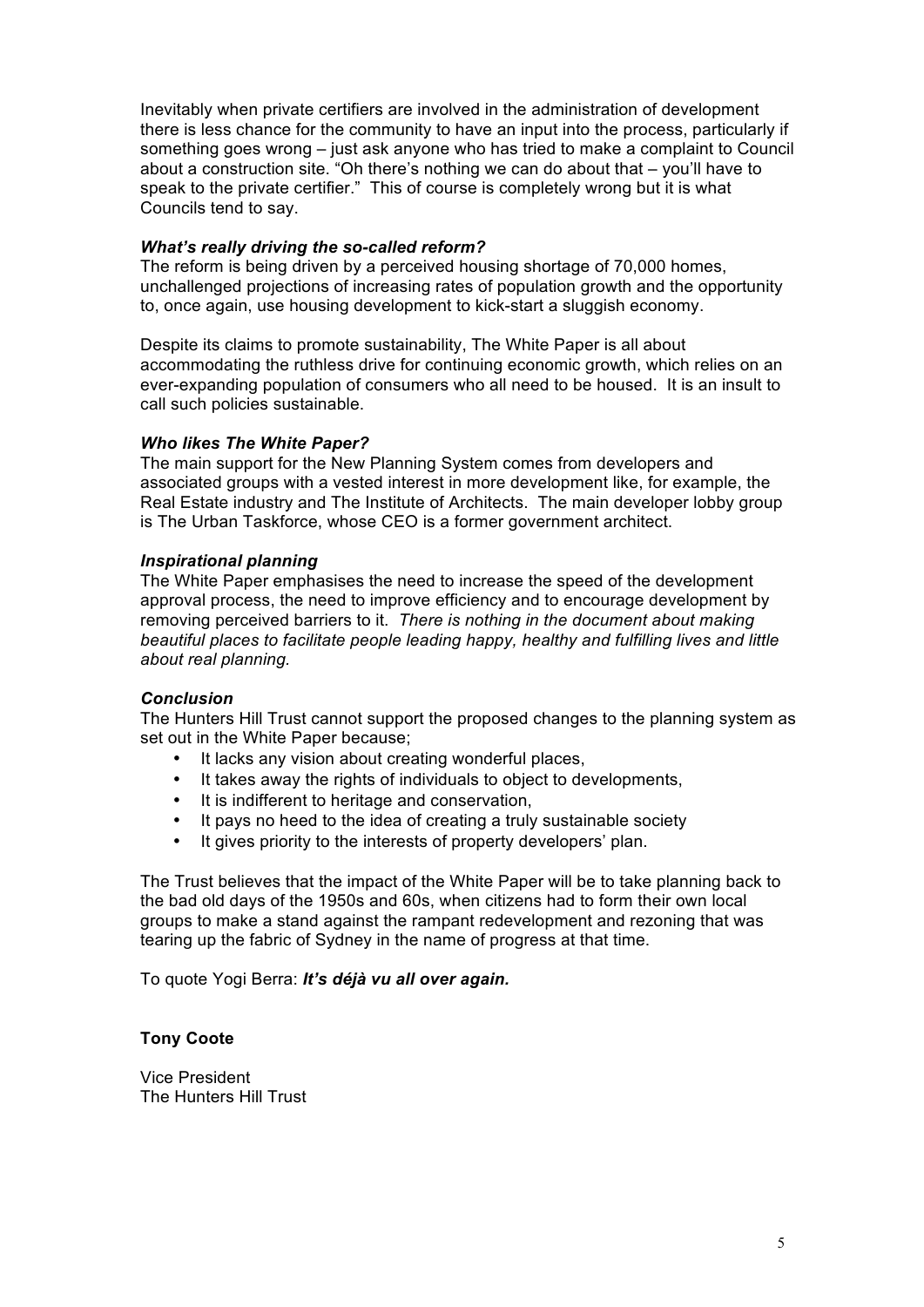Inevitably when private certifiers are involved in the administration of development there is less chance for the community to have an input into the process, particularly if something goes wrong – just ask anyone who has tried to make a complaint to Council about a construction site. "Oh there's nothing we can do about that – you'll have to speak to the private certifier." This of course is completely wrong but it is what Councils tend to say.

### *What's really driving the so-called reform?*

The reform is being driven by a perceived housing shortage of 70,000 homes, unchallenged projections of increasing rates of population growth and the opportunity to, once again, use housing development to kick-start a sluggish economy.

Despite its claims to promote sustainability, The White Paper is all about accommodating the ruthless drive for continuing economic growth, which relies on an ever-expanding population of consumers who all need to be housed. It is an insult to call such policies sustainable.

### *Who likes The White Paper?*

The main support for the New Planning System comes from developers and associated groups with a vested interest in more development like, for example, the Real Estate industry and The Institute of Architects. The main developer lobby group is The Urban Taskforce, whose CEO is a former government architect.

### *Inspirational planning*

The White Paper emphasises the need to increase the speed of the development approval process, the need to improve efficiency and to encourage development by removing perceived barriers to it. *There is nothing in the document about making beautiful places to facilitate people leading happy, healthy and fulfilling lives and little about real planning.*

### *Conclusion*

The Hunters Hill Trust cannot support the proposed changes to the planning system as set out in the White Paper because;

- It lacks any vision about creating wonderful places,
- It takes away the rights of individuals to object to developments,
- It is indifferent to heritage and conservation,
- It pays no heed to the idea of creating a truly sustainable society
- It gives priority to the interests of property developers' plan.

The Trust believes that the impact of the White Paper will be to take planning back to the bad old days of the 1950s and 60s, when citizens had to form their own local groups to make a stand against the rampant redevelopment and rezoning that was tearing up the fabric of Sydney in the name of progress at that time.

To quote Yogi Berra: ***It's déjà vu all over again.***

**Tony Coote**

Vice President
The Hunters Hill Trust